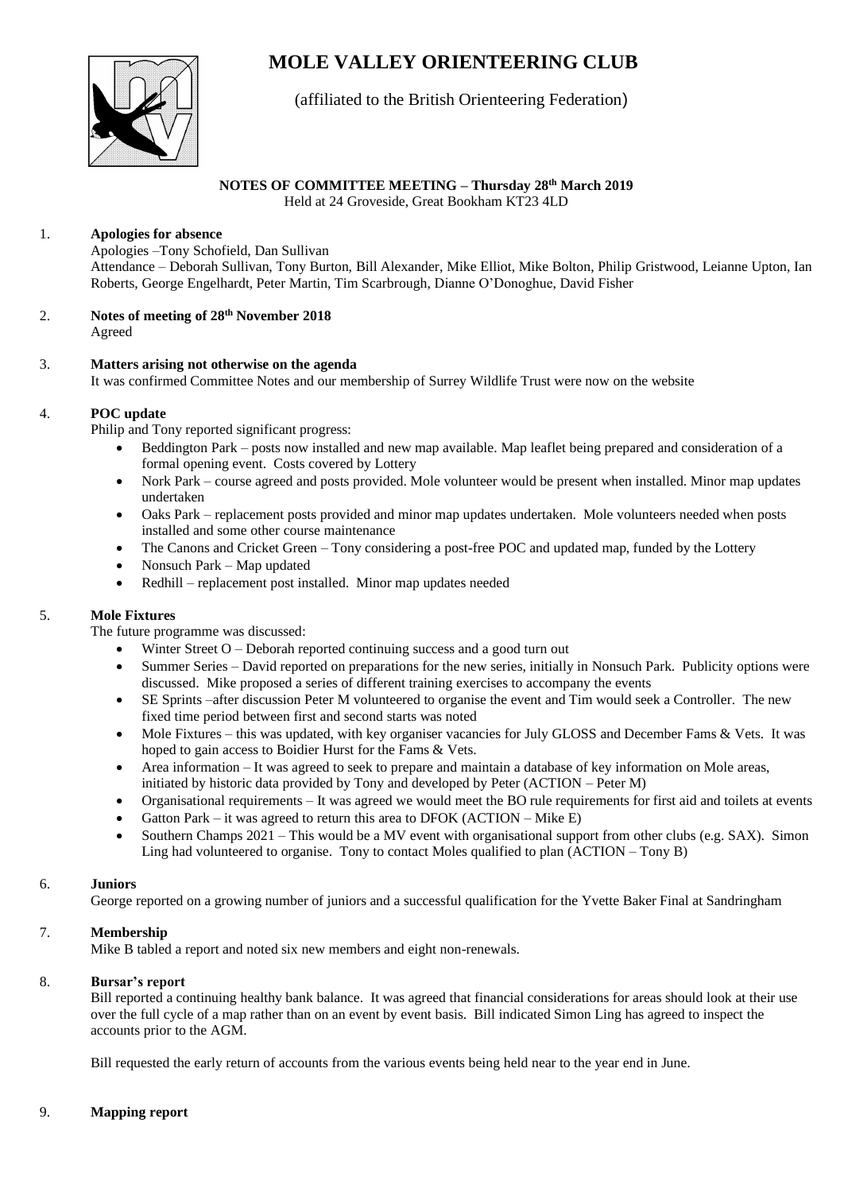# MOLE VALLEY ORIENTEERING CLUB

(affiliated to the British Orienteering Federation)

**NOTES OF COMMITTEE MEETING – Thursday 28th March 2019**
Held at 24 Groveside, Great Bookham KT23 4LD

1. **Apologies for absence**

   Apologies –Tony Schofield, Dan Sullivan

   Attendance – Deborah Sullivan, Tony Burton, Bill Alexander, Mike Elliot, Mike Bolton, Philip Gristwood, Leianne Upton, Ian Roberts, George Engelhardt, Peter Martin, Tim Scarbrough, Dianne O'Donoghue, David Fisher

2. **Notes of meeting of 28th November 2018**

   Agreed

3. **Matters arising not otherwise on the agenda**

   It was confirmed Committee Notes and our membership of Surrey Wildlife Trust were now on the website

4. **POC update**

   Philip and Tony reported significant progress:

   - Beddington Park – posts now installed and new map available. Map leaflet being prepared and consideration of a formal opening event. Costs covered by Lottery
   - Nork Park – course agreed and posts provided. Mole volunteer would be present when installed. Minor map updates undertaken
   - Oaks Park – replacement posts provided and minor map updates undertaken. Mole volunteers needed when posts installed and some other course maintenance
   - The Canons and Cricket Green – Tony considering a post-free POC and updated map, funded by the Lottery
   - Nonsuch Park – Map updated
   - Redhill – replacement post installed. Minor map updates needed

5. **Mole Fixtures**

   The future programme was discussed:

   - Winter Street O – Deborah reported continuing success and a good turn out
   - Summer Series – David reported on preparations for the new series, initially in Nonsuch Park. Publicity options were discussed. Mike proposed a series of different training exercises to accompany the events
   - SE Sprints –after discussion Peter M volunteered to organise the event and Tim would seek a Controller. The new fixed time period between first and second starts was noted
   - Mole Fixtures – this was updated, with key organiser vacancies for July GLOSS and December Fams & Vets. It was hoped to gain access to Boidier Hurst for the Fams & Vets.
   - Area information – It was agreed to seek to prepare and maintain a database of key information on Mole areas, initiated by historic data provided by Tony and developed by Peter (ACTION – Peter M)
   - Organisational requirements – It was agreed we would meet the BO rule requirements for first aid and toilets at events
   - Gatton Park – it was agreed to return this area to DFOK (ACTION – Mike E)
   - Southern Champs 2021 – This would be a MV event with organisational support from other clubs (e.g. SAX). Simon Ling had volunteered to organise. Tony to contact Moles qualified to plan (ACTION – Tony B)

6. **Juniors**

   George reported on a growing number of juniors and a successful qualification for the Yvette Baker Final at Sandringham

7. **Membership**

   Mike B tabled a report and noted six new members and eight non-renewals.

8. **Bursar's report**

   Bill reported a continuing healthy bank balance. It was agreed that financial considerations for areas should look at their use over the full cycle of a map rather than on an event by event basis. Bill indicated Simon Ling has agreed to inspect the accounts prior to the AGM.

   Bill requested the early return of accounts from the various events being held near to the year end in June.

9. **Mapping report**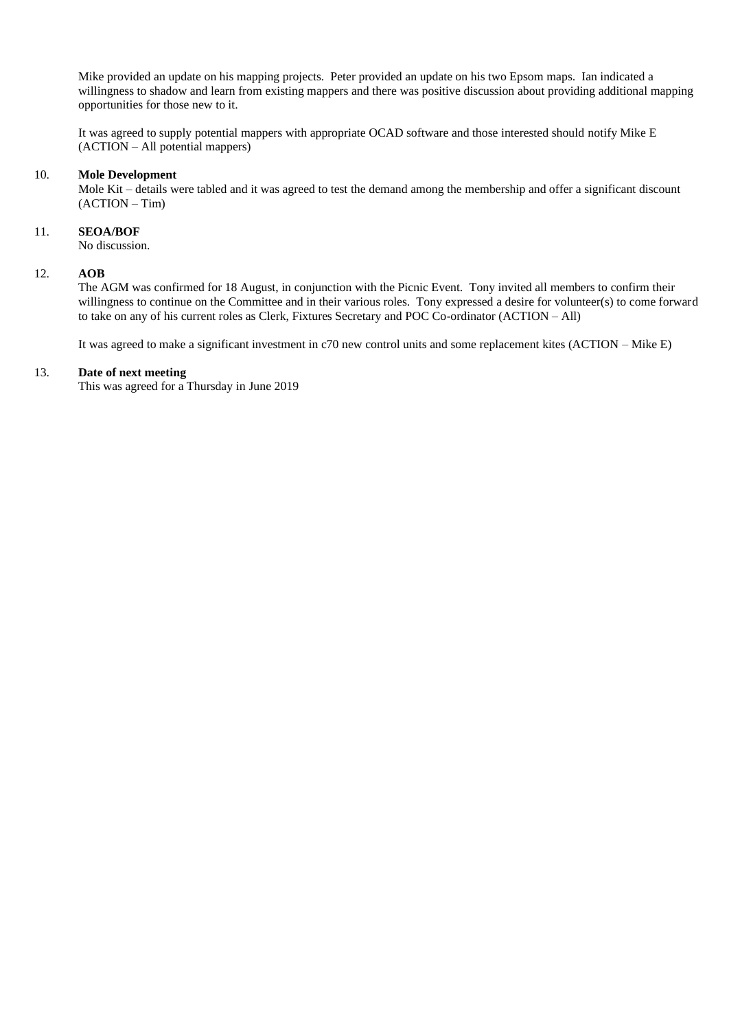Mike provided an update on his mapping projects. Peter provided an update on his two Epsom maps. Ian indicated a willingness to shadow and learn from existing mappers and there was positive discussion about providing additional mapping opportunities for those new to it.

It was agreed to supply potential mappers with appropriate OCAD software and those interested should notify Mike E (ACTION – All potential mappers)

10. **Mole Development**

Mole Kit – details were tabled and it was agreed to test the demand among the membership and offer a significant discount (ACTION – Tim)

11. **SEOA/BOF**

No discussion.

12. **AOB**

The AGM was confirmed for 18 August, in conjunction with the Picnic Event. Tony invited all members to confirm their willingness to continue on the Committee and in their various roles. Tony expressed a desire for volunteer(s) to come forward to take on any of his current roles as Clerk, Fixtures Secretary and POC Co-ordinator (ACTION – All)

It was agreed to make a significant investment in c70 new control units and some replacement kites (ACTION – Mike E)

13. **Date of next meeting**

This was agreed for a Thursday in June 2019